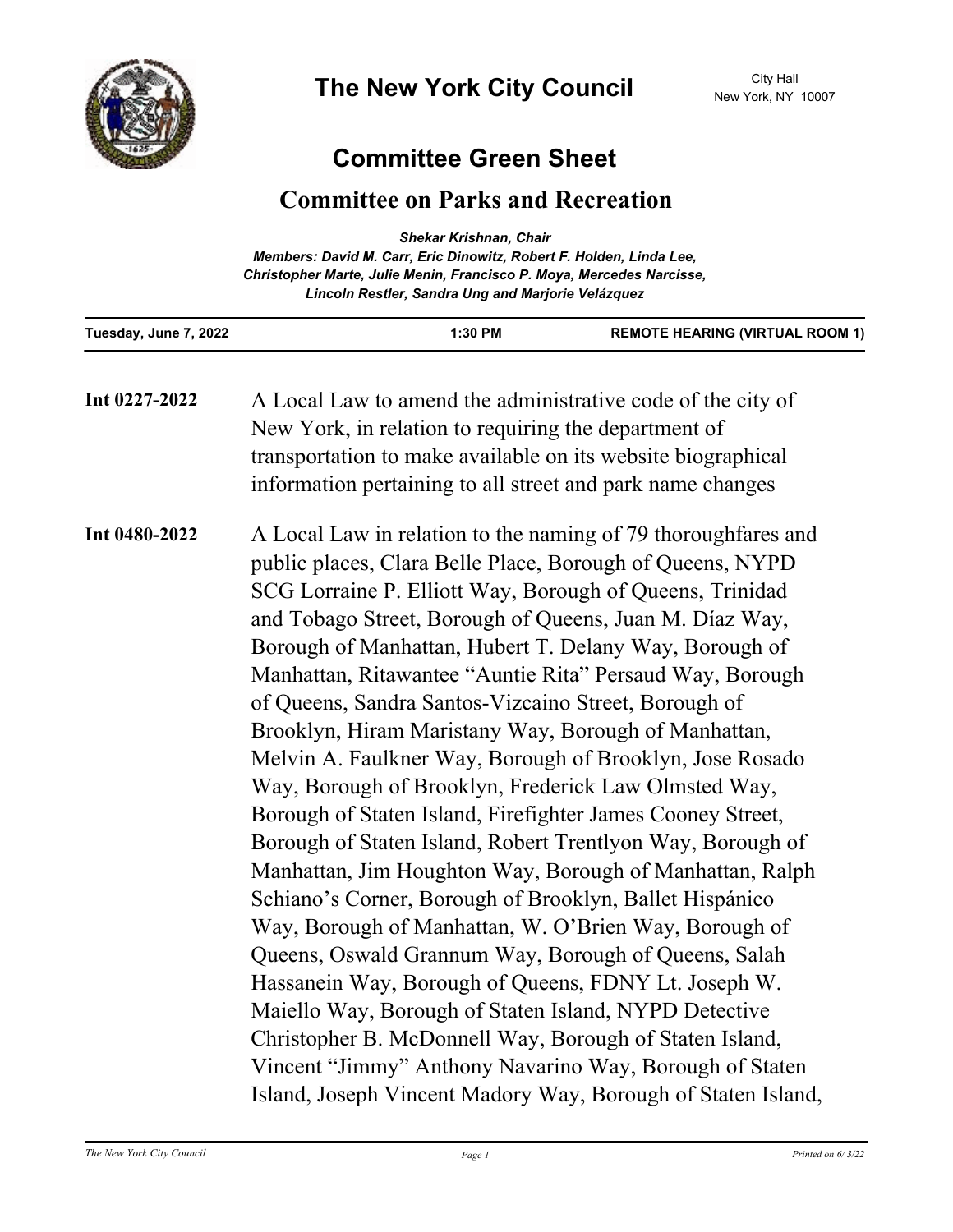# The New York City Council

City Hall
New York, NY 10007

## Committee Green Sheet

## Committee on Parks and Recreation

***Shekar Krishnan, Chair***
***Members: David M. Carr, Eric Dinowitz, Robert F. Holden, Linda Lee, Christopher Marte, Julie Menin, Francisco P. Moya, Mercedes Narcisse, Lincoln Restler, Sandra Ung and Marjorie Velázquez***

| Tuesday, June 7, 2022 | 1:30 PM | REMOTE HEARING (VIRTUAL ROOM 1) |
|---|---|---|

**Int 0227-2022** A Local Law to amend the administrative code of the city of New York, in relation to requiring the department of transportation to make available on its website biographical information pertaining to all street and park name changes

**Int 0480-2022** A Local Law in relation to the naming of 79 thoroughfares and public places, Clara Belle Place, Borough of Queens, NYPD SCG Lorraine P. Elliott Way, Borough of Queens, Trinidad and Tobago Street, Borough of Queens, Juan M. Díaz Way, Borough of Manhattan, Hubert T. Delany Way, Borough of Manhattan, Ritawantee "Auntie Rita" Persaud Way, Borough of Queens, Sandra Santos-Vizcaino Street, Borough of Brooklyn, Hiram Maristany Way, Borough of Manhattan, Melvin A. Faulkner Way, Borough of Brooklyn, Jose Rosado Way, Borough of Brooklyn, Frederick Law Olmsted Way, Borough of Staten Island, Firefighter James Cooney Street, Borough of Staten Island, Robert Trentlyon Way, Borough of Manhattan, Jim Houghton Way, Borough of Manhattan, Ralph Schiano's Corner, Borough of Brooklyn, Ballet Hispánico Way, Borough of Manhattan, W. O'Brien Way, Borough of Queens, Oswald Grannum Way, Borough of Queens, Salah Hassanein Way, Borough of Queens, FDNY Lt. Joseph W. Maiello Way, Borough of Staten Island, NYPD Detective Christopher B. McDonnell Way, Borough of Staten Island, Vincent "Jimmy" Anthony Navarino Way, Borough of Staten Island, Joseph Vincent Madory Way, Borough of Staten Island,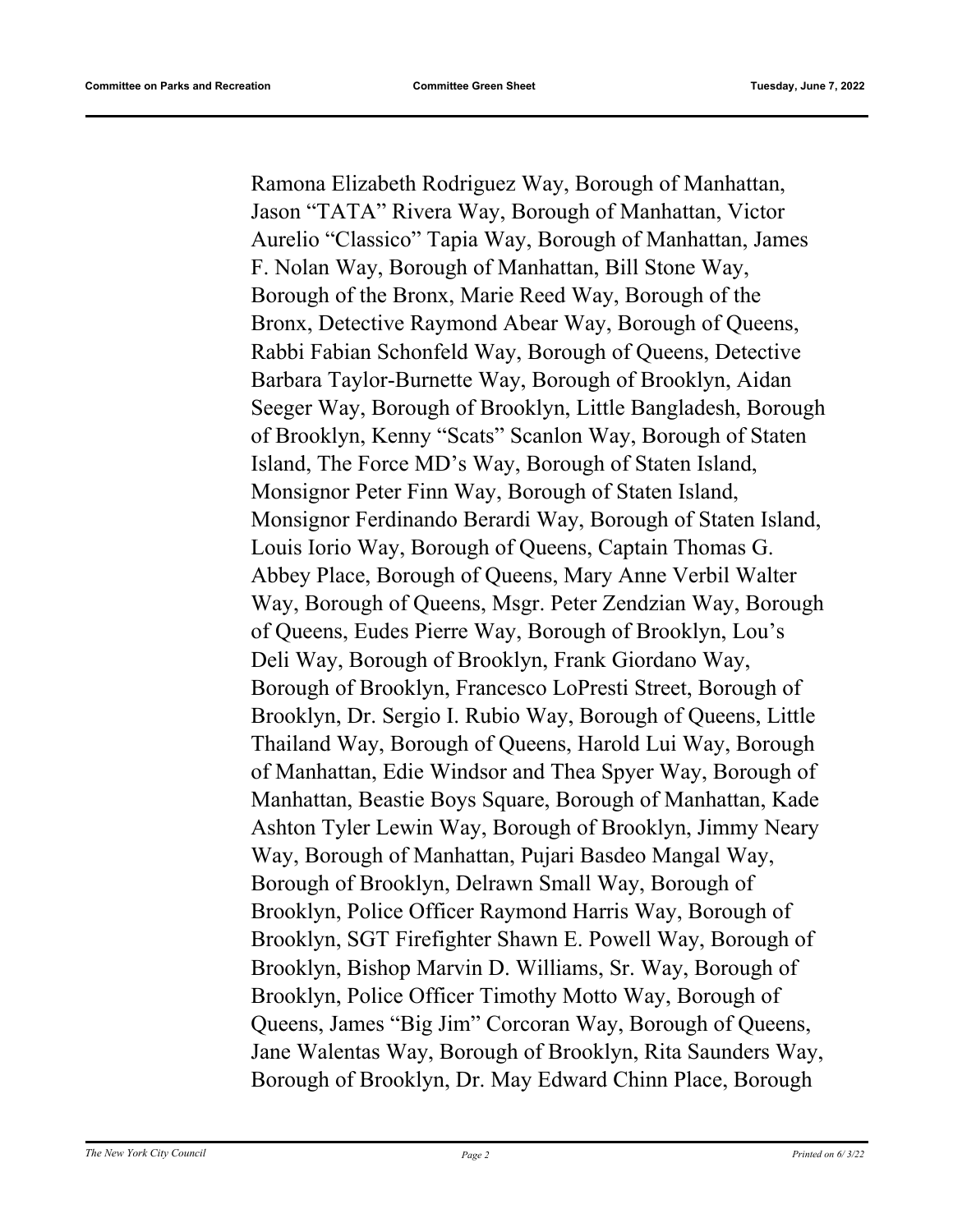Ramona Elizabeth Rodriguez Way, Borough of Manhattan, Jason "TATA" Rivera Way, Borough of Manhattan, Victor Aurelio "Classico" Tapia Way, Borough of Manhattan, James F. Nolan Way, Borough of Manhattan, Bill Stone Way, Borough of the Bronx, Marie Reed Way, Borough of the Bronx, Detective Raymond Abear Way, Borough of Queens, Rabbi Fabian Schonfeld Way, Borough of Queens, Detective Barbara Taylor-Burnette Way, Borough of Brooklyn, Aidan Seeger Way, Borough of Brooklyn, Little Bangladesh, Borough of Brooklyn, Kenny "Scats" Scanlon Way, Borough of Staten Island, The Force MD's Way, Borough of Staten Island, Monsignor Peter Finn Way, Borough of Staten Island, Monsignor Ferdinando Berardi Way, Borough of Staten Island, Louis Iorio Way, Borough of Queens, Captain Thomas G. Abbey Place, Borough of Queens, Mary Anne Verbil Walter Way, Borough of Queens, Msgr. Peter Zendzian Way, Borough of Queens, Eudes Pierre Way, Borough of Brooklyn, Lou's Deli Way, Borough of Brooklyn, Frank Giordano Way, Borough of Brooklyn, Francesco LoPresti Street, Borough of Brooklyn, Dr. Sergio I. Rubio Way, Borough of Queens, Little Thailand Way, Borough of Queens, Harold Lui Way, Borough of Manhattan, Edie Windsor and Thea Spyer Way, Borough of Manhattan, Beastie Boys Square, Borough of Manhattan, Kade Ashton Tyler Lewin Way, Borough of Brooklyn, Jimmy Neary Way, Borough of Manhattan, Pujari Basdeo Mangal Way, Borough of Brooklyn, Delrawn Small Way, Borough of Brooklyn, Police Officer Raymond Harris Way, Borough of Brooklyn, SGT Firefighter Shawn E. Powell Way, Borough of Brooklyn, Bishop Marvin D. Williams, Sr. Way, Borough of Brooklyn, Police Officer Timothy Motto Way, Borough of Queens, James "Big Jim" Corcoran Way, Borough of Queens, Jane Walentas Way, Borough of Brooklyn, Rita Saunders Way, Borough of Brooklyn, Dr. May Edward Chinn Place, Borough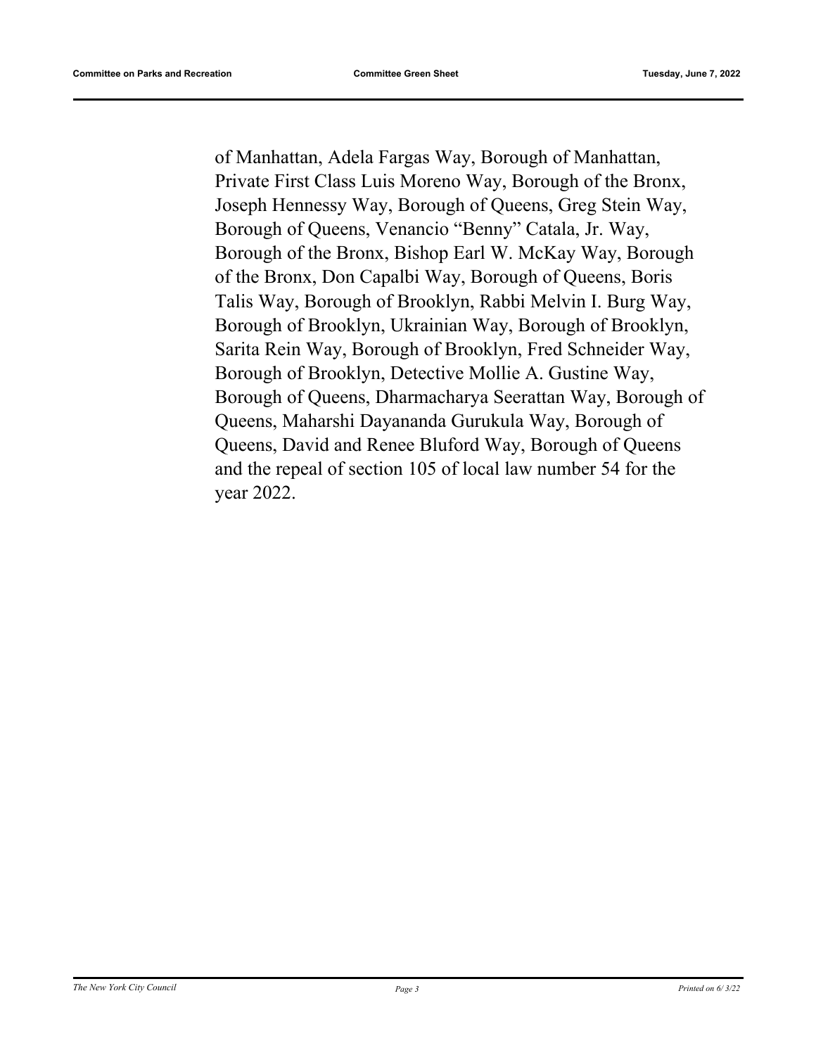of Manhattan, Adela Fargas Way, Borough of Manhattan, Private First Class Luis Moreno Way, Borough of the Bronx, Joseph Hennessy Way, Borough of Queens, Greg Stein Way, Borough of Queens, Venancio "Benny" Catala, Jr. Way, Borough of the Bronx, Bishop Earl W. McKay Way, Borough of the Bronx, Don Capalbi Way, Borough of Queens, Boris Talis Way, Borough of Brooklyn, Rabbi Melvin I. Burg Way, Borough of Brooklyn, Ukrainian Way, Borough of Brooklyn, Sarita Rein Way, Borough of Brooklyn, Fred Schneider Way, Borough of Brooklyn, Detective Mollie A. Gustine Way, Borough of Queens, Dharmacharya Seerattan Way, Borough of Queens, Maharshi Dayananda Gurukula Way, Borough of Queens, David and Renee Bluford Way, Borough of Queens and the repeal of section 105 of local law number 54 for the year 2022.